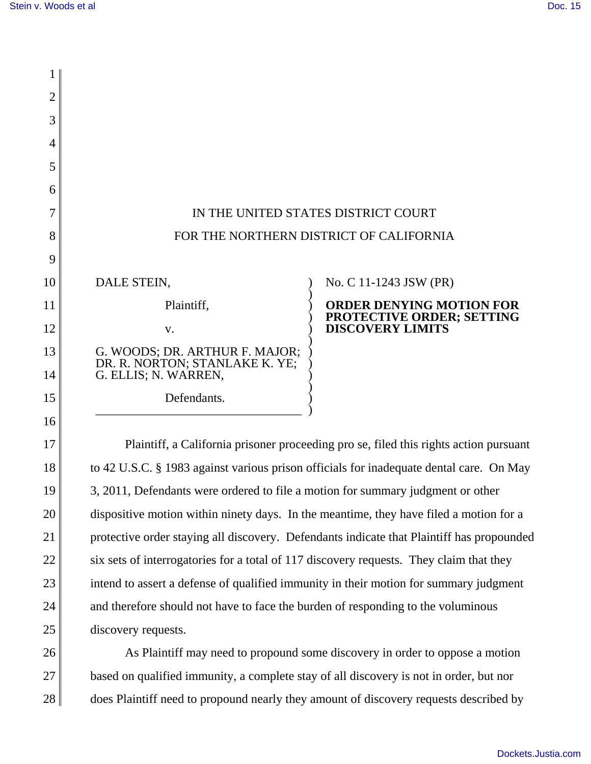IN THE UNITED STATES DISTRICT COURT

FOR THE NORTHERN DISTRICT OF CALIFORNIA

| | |
|---|---|
| DALE STEIN,<br><br>Plaintiff,<br><br>v.<br><br>G. WOODS; DR. ARTHUR F. MAJOR; DR. R. NORTON; STANLAKE K. YE; G. ELLIS; N. WARREN,<br><br>Defendants. | No. C 11-1243 JSW (PR)<br><br>**ORDER DENYING MOTION FOR PROTECTIVE ORDER; SETTING DISCOVERY LIMITS** |

Plaintiff, a California prisoner proceeding pro se, filed this rights action pursuant to 42 U.S.C. § 1983 against various prison officials for inadequate dental care. On May 3, 2011, Defendants were ordered to file a motion for summary judgment or other dispositive motion within ninety days. In the meantime, they have filed a motion for a protective order staying all discovery. Defendants indicate that Plaintiff has propounded six sets of interrogatories for a total of 117 discovery requests. They claim that they intend to assert a defense of qualified immunity in their motion for summary judgment and therefore should not have to face the burden of responding to the voluminous discovery requests.

As Plaintiff may need to propound some discovery in order to oppose a motion based on qualified immunity, a complete stay of all discovery is not in order, but nor does Plaintiff need to propound nearly they amount of discovery requests described by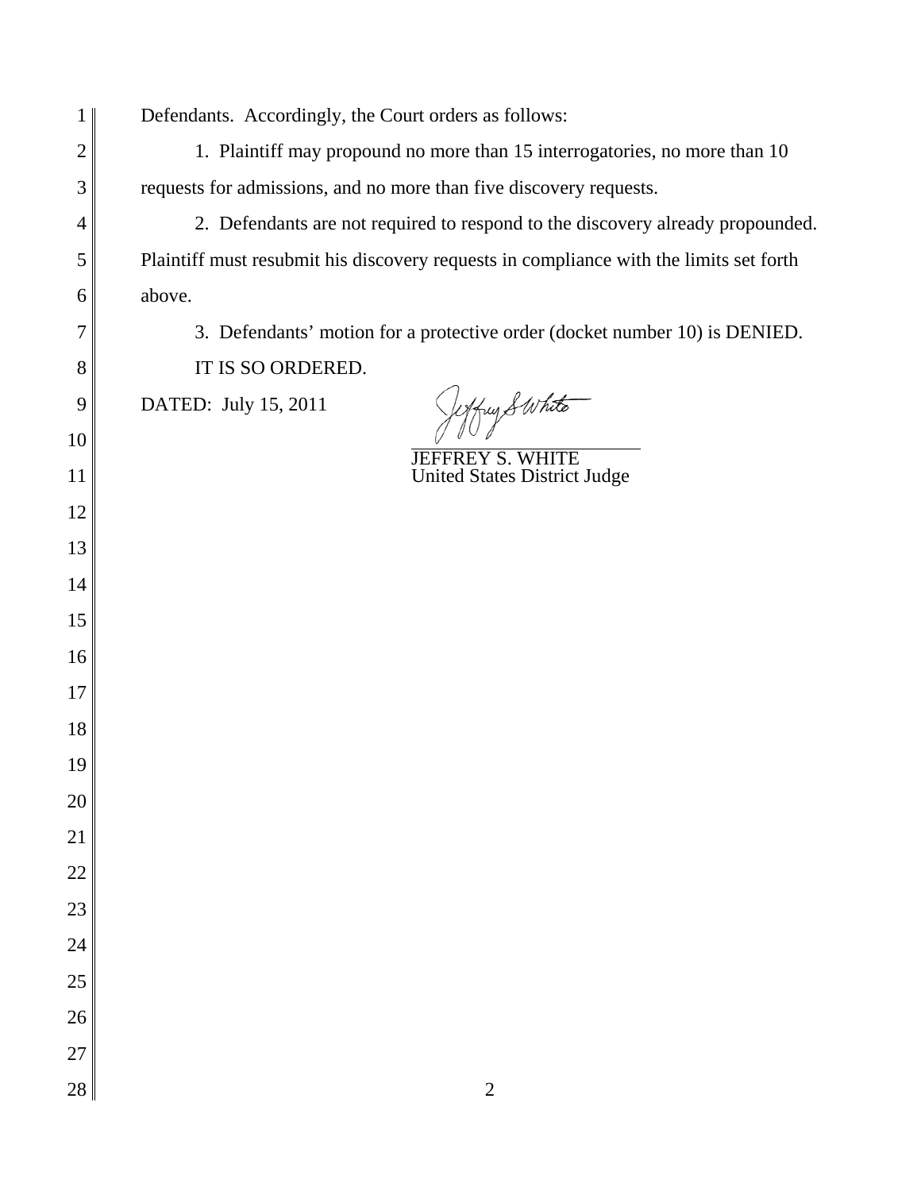Defendants. Accordingly, the Court orders as follows:

1. Plaintiff may propound no more than 15 interrogatories, no more than 10 requests for admissions, and no more than five discovery requests.

2. Defendants are not required to respond to the discovery already propounded. Plaintiff must resubmit his discovery requests in compliance with the limits set forth above.

3. Defendants' motion for a protective order (docket number 10) is DENIED.

IT IS SO ORDERED.

DATED: July 15, 2011

JEFFREY S. WHITE
United States District Judge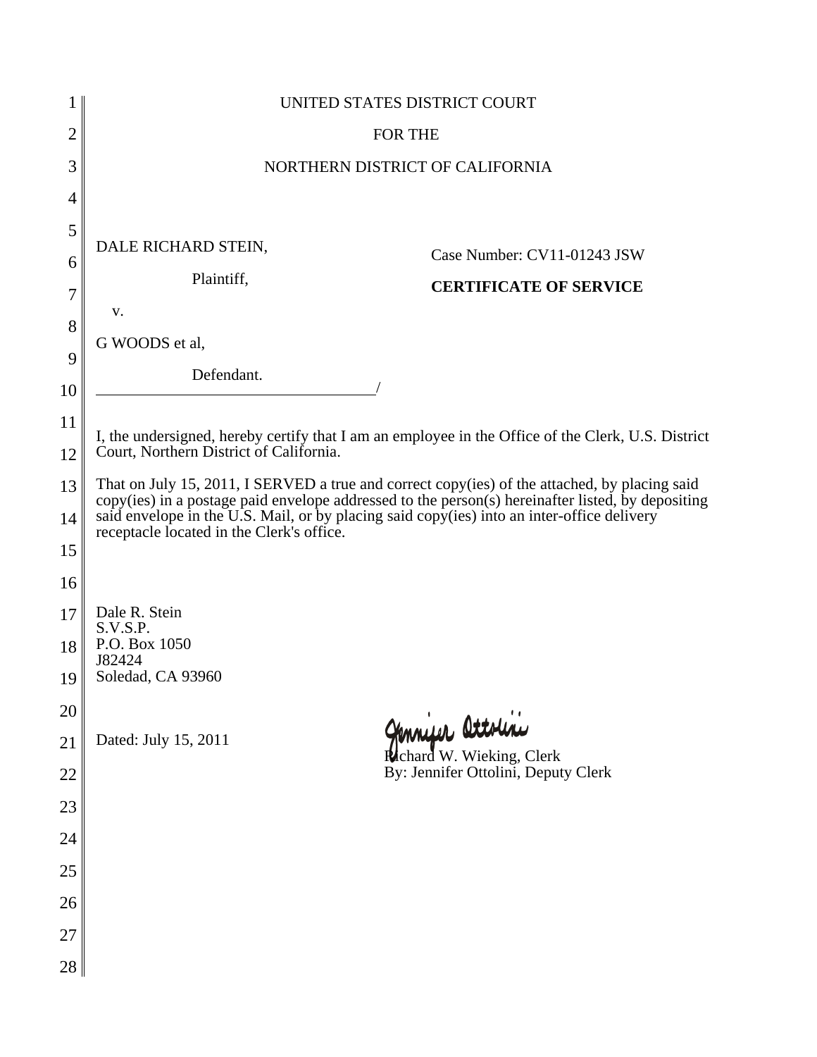UNITED STATES DISTRICT COURT

FOR THE

NORTHERN DISTRICT OF CALIFORNIA

DALE RICHARD STEIN,

Plaintiff,

v.

G WOODS et al,

Defendant.

/

Case Number: CV11-01243 JSW

**CERTIFICATE OF SERVICE**

I, the undersigned, hereby certify that I am an employee in the Office of the Clerk, U.S. District Court, Northern District of California.

That on July 15, 2011, I SERVED a true and correct copy(ies) of the attached, by placing said copy(ies) in a postage paid envelope addressed to the person(s) hereinafter listed, by depositing said envelope in the U.S. Mail, or by placing said copy(ies) into an inter-office delivery receptacle located in the Clerk's office.

Dale R. Stein
S.V.S.P.
P.O. Box 1050
J82424
Soledad, CA 93960

Dated: July 15, 2011

Richard W. Wieking, Clerk
By: Jennifer Ottolini, Deputy Clerk